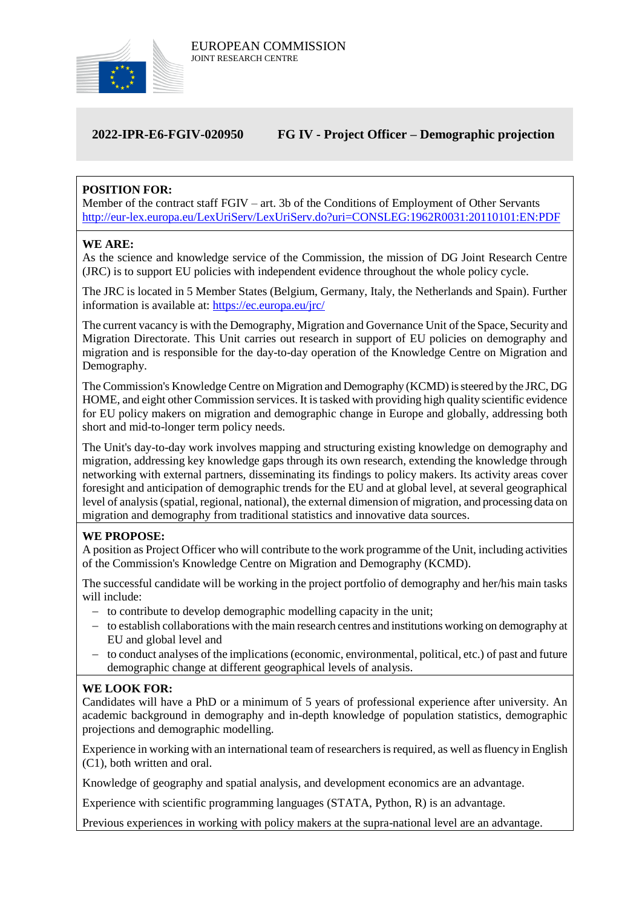EUROPEAN COMMISSION
JOINT RESEARCH CENTRE

# 2022-IPR-E6-FGIV-020950 FG IV - Project Officer – Demographic projection

**POSITION FOR:**
Member of the contract staff FGIV – art. 3b of the Conditions of Employment of Other Servants
http://eur-lex.europa.eu/LexUriServ/LexUriServ.do?uri=CONSLEG:1962R0031:20110101:EN:PDF

**WE ARE:**
As the science and knowledge service of the Commission, the mission of DG Joint Research Centre (JRC) is to support EU policies with independent evidence throughout the whole policy cycle.

The JRC is located in 5 Member States (Belgium, Germany, Italy, the Netherlands and Spain). Further information is available at: https://ec.europa.eu/jrc/

The current vacancy is with the Demography, Migration and Governance Unit of the Space, Security and Migration Directorate. This Unit carries out research in support of EU policies on demography and migration and is responsible for the day-to-day operation of the Knowledge Centre on Migration and Demography.

The Commission's Knowledge Centre on Migration and Demography (KCMD) is steered by the JRC, DG HOME, and eight other Commission services. It is tasked with providing high quality scientific evidence for EU policy makers on migration and demographic change in Europe and globally, addressing both short and mid-to-longer term policy needs.

The Unit's day-to-day work involves mapping and structuring existing knowledge on demography and migration, addressing key knowledge gaps through its own research, extending the knowledge through networking with external partners, disseminating its findings to policy makers. Its activity areas cover foresight and anticipation of demographic trends for the EU and at global level, at several geographical level of analysis (spatial, regional, national), the external dimension of migration, and processing data on migration and demography from traditional statistics and innovative data sources.

**WE PROPOSE:**
A position as Project Officer who will contribute to the work programme of the Unit, including activities of the Commission's Knowledge Centre on Migration and Demography (KCMD).

The successful candidate will be working in the project portfolio of demography and her/his main tasks will include:

- to contribute to develop demographic modelling capacity in the unit;
- to establish collaborations with the main research centres and institutions working on demography at EU and global level and
- to conduct analyses of the implications (economic, environmental, political, etc.) of past and future demographic change at different geographical levels of analysis.

**WE LOOK FOR:**
Candidates will have a PhD or a minimum of 5 years of professional experience after university. An academic background in demography and in-depth knowledge of population statistics, demographic projections and demographic modelling.

Experience in working with an international team of researchers is required, as well as fluency in English (C1), both written and oral.

Knowledge of geography and spatial analysis, and development economics are an advantage.

Experience with scientific programming languages (STATA, Python, R) is an advantage.

Previous experiences in working with policy makers at the supra-national level are an advantage.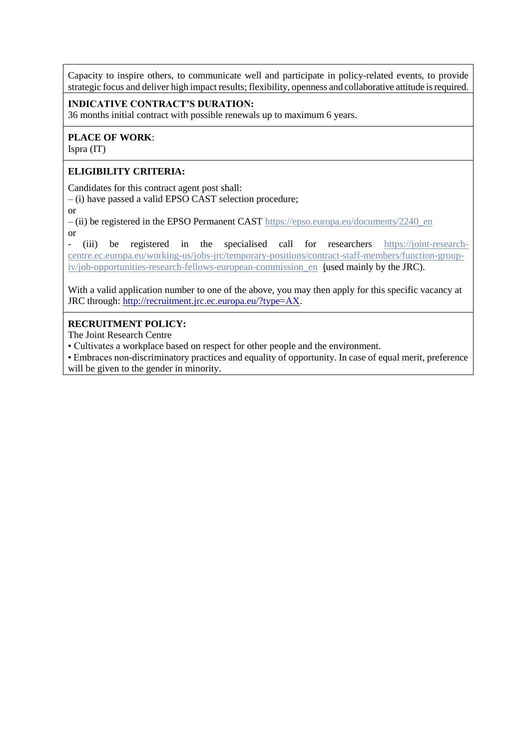Capacity to inspire others, to communicate well and participate in policy-related events, to provide strategic focus and deliver high impact results; flexibility, openness and collaborative attitude is required.

**INDICATIVE CONTRACT'S DURATION:**
36 months initial contract with possible renewals up to maximum 6 years.

**PLACE OF WORK**:
Ispra (IT)

**ELIGIBILITY CRITERIA:**

Candidates for this contract agent post shall:
– (i) have passed a valid EPSO CAST selection procedure;
or
– (ii) be registered in the EPSO Permanent CAST https://epso.europa.eu/documents/2240_en
or
- (iii) be registered in the specialised call for researchers https://joint-research-centre.ec.europa.eu/working-us/jobs-jrc/temporary-positions/contract-staff-members/function-group-iv/job-opportunities-research-fellows-european-commission_en (used mainly by the JRC).

With a valid application number to one of the above, you may then apply for this specific vacancy at JRC through: http://recruitment.jrc.ec.europa.eu/?type=AX.

**RECRUITMENT POLICY:**
The Joint Research Centre
• Cultivates a workplace based on respect for other people and the environment.
• Embraces non-discriminatory practices and equality of opportunity. In case of equal merit, preference will be given to the gender in minority.